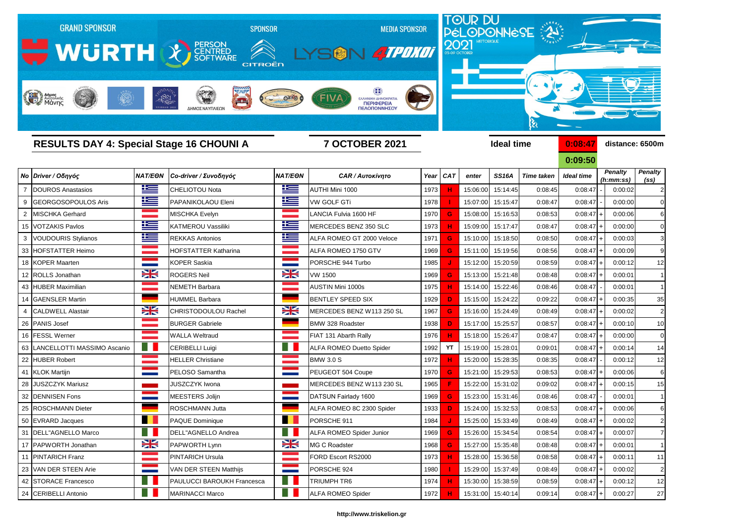GRAND SPONSOR WÜRTH | SPONSOR PERSON CENTRED SOFTWARE, CITROËN | MEDIA SPONSOR LYSON 4TPOXOI

TOUR DU PéLOPONNèSE 2021 HISTORIQUE 03-09 OCTOBER

## RESULTS DAY 4: Special Stage 16 CHOUNI A

**7 OCTOBER 2021**

Ideal time **0:08:47** distance: 6500m

**0:09:50**

| No | Driver / Οδηγός | NAT/ΕΘΝ | Co-driver / Συνοδηγός | NAT/ΕΘΝ | CAR / Αυτοκίνητο | Year | CAT | enter | SS16A | Time taken | Ideal time | | Penalty (h:mm:ss) | Penalty (ss) |
|---|---|---|---|---|---|---|---|---|---|---|---|---|---|---|
| 7 | DOUROS Anastasios | | CHELIOTOU Nota | | AUTHI Mini 1000 | 1973 | H | 15:06:00 | 15:14:45 | 0:08:45 | 0:08:47 | - | 0:00:02 | 2 |
| 9 | GEORGOSOPOULOS Aris | | PAPANIKOLAOU Eleni | | VW GOLF GTi | 1978 | I | 15:07:00 | 15:15:47 | 0:08:47 | 0:08:47 | - | 0:00:00 | 0 |
| 2 | MISCHKA Gerhard | | MISCHKA Evelyn | | LANCIA Fulvia 1600 HF | 1970 | G | 15:08:00 | 15:16:53 | 0:08:53 | 0:08:47 | + | 0:00:06 | 6 |
| 15 | VOTZAKIS Pavlos | | KATMEROU Vassiliki | | MERCEDES BENZ 350 SLC | 1973 | H | 15:09:00 | 15:17:47 | 0:08:47 | 0:08:47 | + | 0:00:00 | 0 |
| 3 | VOUDOURIS Stylianos | | REKKAS Antonios | | ALFA ROMEO GT 2000 Veloce | 1971 | G | 15:10:00 | 15:18:50 | 0:08:50 | 0:08:47 | + | 0:00:03 | 3 |
| 33 | HOFSTATTER Heimo | | HOFSTATTER Katharina | | ALFA ROMEO 1750 GTV | 1969 | G | 15:11:00 | 15:19:56 | 0:08:56 | 0:08:47 | + | 0:00:09 | 9 |
| 18 | KOPER Maarten | | KOPER Saskia | | PORSCHE 944 Turbo | 1985 | J | 15:12:00 | 15:20:59 | 0:08:59 | 0:08:47 | + | 0:00:12 | 12 |
| 12 | ROLLS Jonathan | | ROGERS Neil | | VW 1500 | 1969 | G | 15:13:00 | 15:21:48 | 0:08:48 | 0:08:47 | + | 0:00:01 | 1 |
| 43 | HUBER Maximilian | | NEMETH Barbara | | AUSTIN Mini 1000s | 1975 | H | 15:14:00 | 15:22:46 | 0:08:46 | 0:08:47 | - | 0:00:01 | 1 |
| 14 | GAENSLER Martin | | HUMMEL Barbara | | BENTLEY SPEED SIX | 1929 | D | 15:15:00 | 15:24:22 | 0:09:22 | 0:08:47 | + | 0:00:35 | 35 |
| 4 | CALDWELL Alastair | | CHRISTODOULOU Rachel | | MERCEDES BENZ W113 250 SL | 1967 | G | 15:16:00 | 15:24:49 | 0:08:49 | 0:08:47 | + | 0:00:02 | 2 |
| 26 | PANIS Josef | | BURGER Gabriele | | BMW 328 Roadster | 1938 | D | 15:17:00 | 15:25:57 | 0:08:57 | 0:08:47 | + | 0:00:10 | 10 |
| 16 | FESSL Werner | | WALLA Weltraud | | FIAT 131 Abarth Rally | 1976 | H | 15:18:00 | 15:26:47 | 0:08:47 | 0:08:47 | + | 0:00:00 | 0 |
| 63 | LANCELLOTTI MASSIMO Ascanio | | CERIBELLI Luigi | | ALFA ROMEO Duetto Spider | 1992 | YT | 15:19:00 | 15:28:01 | 0:09:01 | 0:08:47 | + | 0:00:14 | 14 |
| 22 | HUBER Robert | | HELLER Christiane | | BMW 3.0 S | 1972 | H | 15:20:00 | 15:28:35 | 0:08:35 | 0:08:47 | - | 0:00:12 | 12 |
| 41 | KLOK Martijn | | PELOSO Samantha | | PEUGEOT 504 Coupe | 1970 | G | 15:21:00 | 15:29:53 | 0:08:53 | 0:08:47 | + | 0:00:06 | 6 |
| 28 | JUSZCZYK Mariusz | | JUSZCZYK Iwona | | MERCEDES BENZ W113 230 SL | 1965 | F | 15:22:00 | 15:31:02 | 0:09:02 | 0:08:47 | + | 0:00:15 | 15 |
| 32 | DENNISEN Fons | | MEESTERS Jolijn | | DATSUN Fairlady 1600 | 1969 | G | 15:23:00 | 15:31:46 | 0:08:46 | 0:08:47 | - | 0:00:01 | 1 |
| 25 | ROSCHMANN Dieter | | ROSCHMANN Jutta | | ALFA ROMEO 8C 2300 Spider | 1933 | D | 15:24:00 | 15:32:53 | 0:08:53 | 0:08:47 | + | 0:00:06 | 6 |
| 50 | EVRARD Jacques | | PAQUE Dominique | | PORSCHE 911 | 1984 | J | 15:25:00 | 15:33:49 | 0:08:49 | 0:08:47 | + | 0:00:02 | 2 |
| 31 | DELL"AGNELLO Marco | | DELL"AGNELLO Andrea | | ALFA ROMEO Spider Junior | 1969 | G | 15:26:00 | 15:34:54 | 0:08:54 | 0:08:47 | + | 0:00:07 | 7 |
| 17 | PAPWORTH Jonathan | | PAPWORTH Lynn | | MG C Roadster | 1968 | G | 15:27:00 | 15:35:48 | 0:08:48 | 0:08:47 | + | 0:00:01 | 1 |
| 11 | PINTARICH Franz | | PINTARICH Ursula | | FORD Escort RS2000 | 1973 | H | 15:28:00 | 15:36:58 | 0:08:58 | 0:08:47 | + | 0:00:11 | 11 |
| 23 | VAN DER STEEN Arie | | VAN DER STEEN Matthijs | | PORSCHE 924 | 1980 | I | 15:29:00 | 15:37:49 | 0:08:49 | 0:08:47 | + | 0:00:02 | 2 |
| 42 | STORACE Francesco | | PAULUCCI BAROUKH Francesca | | TRIUMPH TR6 | 1974 | H | 15:30:00 | 15:38:59 | 0:08:59 | 0:08:47 | + | 0:00:12 | 12 |
| 24 | CERIBELLI Antonio | | MARINACCI Marco | | ALFA ROMEO Spider | 1972 | H | 15:31:00 | 15:40:14 | 0:09:14 | 0:08:47 | + | 0:00:27 | 27 |

http://www.triskelion.gr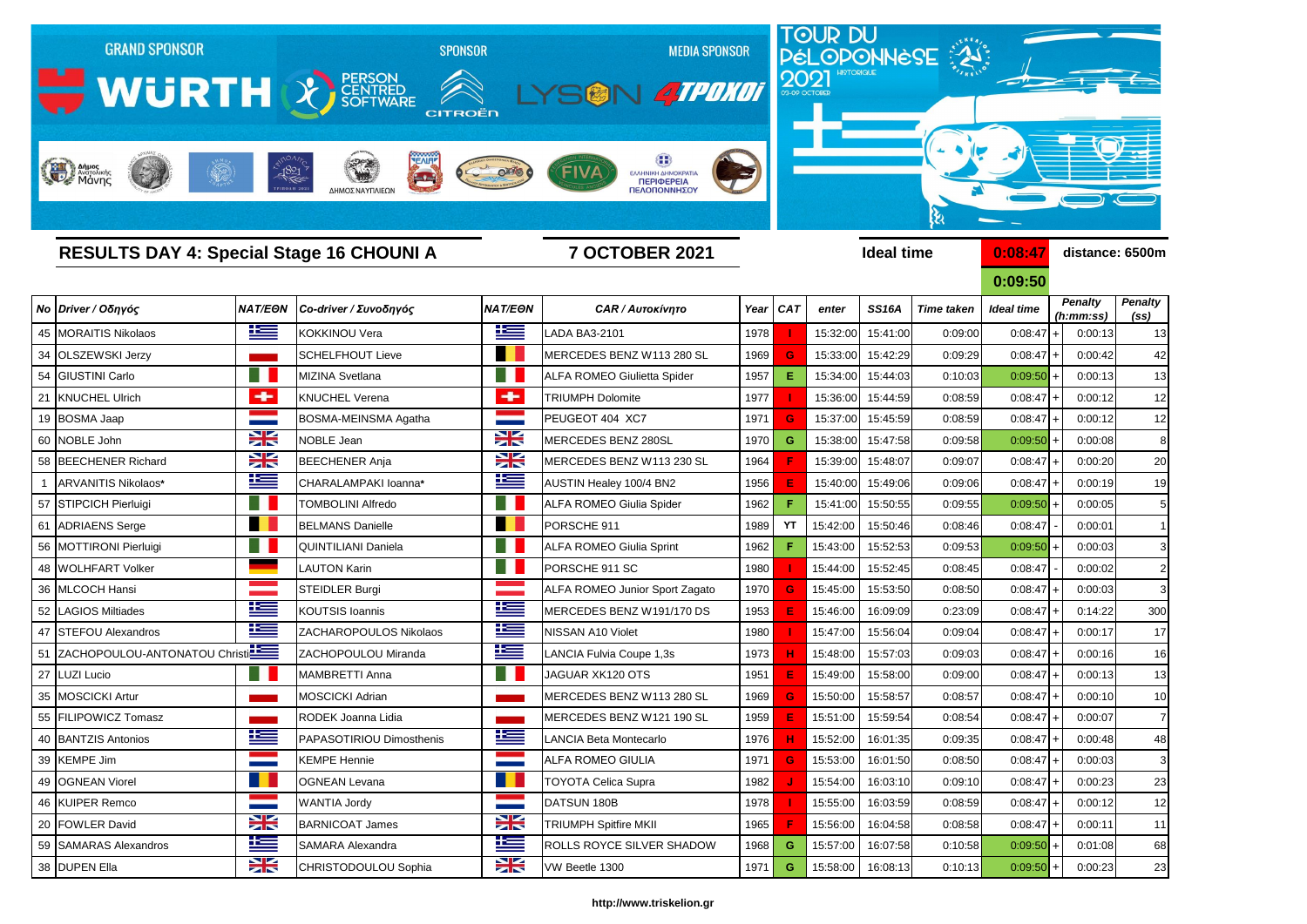GRAND SPONSOR WÜRTH | SPONSOR PERSON CENTRED SOFTWARE, CITROËN | MEDIA SPONSOR LYSON 4TPOXOI

TOUR DU PÉLOPONNÈSE 2021 HISTORIQUE 03-09 OCTOBER

## RESULTS DAY 4: Special Stage 16 CHOUNI A

**7 OCTOBER 2021**

**Ideal time** 0:08:47 / 0:09:50 — **distance: 6500m**

| No | Driver / Οδηγός | NAT/ΕΘΝ | Co-driver / Συνοδηγός | NAT/ΕΘΝ | CAR / Αυτοκίνητο | Year | CAT | enter | SS16A | Time taken | Ideal time | | Penalty (h:mm:ss) | Penalty (ss) |
|---|---|---|---|---|---|---|---|---|---|---|---|---|---|---|
| 45 | MORAITIS Nikolaos | | KOKKINOU Vera | | LADA BA3-2101 | 1978 | I | 15:32:00 | 15:41:00 | 0:09:00 | 0:08:47 | + | 0:00:13 | 13 |
| 34 | OLSZEWSKI Jerzy | | SCHELFHOUT Lieve | | MERCEDES BENZ W113 280 SL | 1969 | G | 15:33:00 | 15:42:29 | 0:09:29 | 0:08:47 | + | 0:00:42 | 42 |
| 54 | GIUSTINI Carlo | | MIZINA Svetlana | | ALFA ROMEO Giulietta Spider | 1957 | E | 15:34:00 | 15:44:03 | 0:10:03 | 0:09:50 | + | 0:00:13 | 13 |
| 21 | KNUCHEL Ulrich | | KNUCHEL Verena | | TRIUMPH Dolomite | 1977 | I | 15:36:00 | 15:44:59 | 0:08:59 | 0:08:47 | + | 0:00:12 | 12 |
| 19 | BOSMA Jaap | | BOSMA-MEINSMA Agatha | | PEUGEOT 404 XC7 | 1971 | G | 15:37:00 | 15:45:59 | 0:08:59 | 0:08:47 | + | 0:00:12 | 12 |
| 60 | NOBLE John | | NOBLE Jean | | MERCEDES BENZ 280SL | 1970 | G | 15:38:00 | 15:47:58 | 0:09:58 | 0:09:50 | + | 0:00:08 | 8 |
| 58 | BEECHENER Richard | | BEECHENER Anja | | MERCEDES BENZ W113 230 SL | 1964 | F | 15:39:00 | 15:48:07 | 0:09:07 | 0:08:47 | + | 0:00:20 | 20 |
| 1 | ARVANITIS Nikolaos* | | CHARALAMPAKI Ioanna* | | AUSTIN Healey 100/4 BN2 | 1956 | E | 15:40:00 | 15:49:06 | 0:09:06 | 0:08:47 | + | 0:00:19 | 19 |
| 57 | STIPCICH Pierluigi | | TOMBOLINI Alfredo | | ALFA ROMEO Giulia Spider | 1962 | F | 15:41:00 | 15:50:55 | 0:09:55 | 0:09:50 | + | 0:00:05 | 5 |
| 61 | ADRIAENS Serge | | BELMANS Danielle | | PORSCHE 911 | 1989 | YT | 15:42:00 | 15:50:46 | 0:08:46 | 0:08:47 | - | 0:00:01 | 1 |
| 56 | MOTTIRONI Pierluigi | | QUINTILIANI Daniela | | ALFA ROMEO Giulia Sprint | 1962 | F | 15:43:00 | 15:52:53 | 0:09:53 | 0:09:50 | + | 0:00:03 | 3 |
| 48 | WOLHFART Volker | | LAUTON Karin | | PORSCHE 911 SC | 1980 | I | 15:44:00 | 15:52:45 | 0:08:45 | 0:08:47 | - | 0:00:02 | 2 |
| 36 | MLCOCH Hansi | | STEIDLER Burgi | | ALFA ROMEO Junior Sport Zagato | 1970 | G | 15:45:00 | 15:53:50 | 0:08:50 | 0:08:47 | + | 0:00:03 | 3 |
| 52 | LAGIOS Miltiades | | KOUTSIS Ioannis | | MERCEDES BENZ W191/170 DS | 1953 | E | 15:46:00 | 16:09:09 | 0:23:09 | 0:08:47 | + | 0:14:22 | 300 |
| 47 | STEFOU Alexandros | | ZACHAROPOULOS Nikolaos | | NISSAN A10 Violet | 1980 | I | 15:47:00 | 15:56:04 | 0:09:04 | 0:08:47 | + | 0:00:17 | 17 |
| 51 | ZACHOPOULOU-ANTONATOU Christi | | ZACHOPOULOU Miranda | | LANCIA Fulvia Coupe 1,3s | 1973 | H | 15:48:00 | 15:57:03 | 0:09:03 | 0:08:47 | + | 0:00:16 | 16 |
| 27 | LUZI Lucio | | MAMBRETTI Anna | | JAGUAR XK120 OTS | 1951 | E | 15:49:00 | 15:58:00 | 0:09:00 | 0:08:47 | + | 0:00:13 | 13 |
| 35 | MOSCICKI Artur | | MOSCICKI Adrian | | MERCEDES BENZ W113 280 SL | 1969 | G | 15:50:00 | 15:58:57 | 0:08:57 | 0:08:47 | + | 0:00:10 | 10 |
| 55 | FILIPOWICZ Tomasz | | RODEK Joanna Lidia | | MERCEDES BENZ W121 190 SL | 1959 | E | 15:51:00 | 15:59:54 | 0:08:54 | 0:08:47 | + | 0:00:07 | 7 |
| 40 | BANTZIS Antonios | | PAPASOTIRIOU Dimosthenis | | LANCIA Beta Montecarlo | 1976 | H | 15:52:00 | 16:01:35 | 0:09:35 | 0:08:47 | + | 0:00:48 | 48 |
| 39 | KEMPE Jim | | KEMPE Hennie | | ALFA ROMEO GIULIA | 1971 | G | 15:53:00 | 16:01:50 | 0:08:50 | 0:08:47 | + | 0:00:03 | 3 |
| 49 | OGNEAN Viorel | | OGNEAN Levana | | TOYOTA Celica Supra | 1982 | J | 15:54:00 | 16:03:10 | 0:09:10 | 0:08:47 | + | 0:00:23 | 23 |
| 46 | KUIPER Remco | | WANTIA Jordy | | DATSUN 180B | 1978 | I | 15:55:00 | 16:03:59 | 0:08:59 | 0:08:47 | + | 0:00:12 | 12 |
| 20 | FOWLER David | | BARNICOAT James | | TRIUMPH Spitfire MKII | 1965 | F | 15:56:00 | 16:04:58 | 0:08:58 | 0:08:47 | + | 0:00:11 | 11 |
| 59 | SAMARAS Alexandros | | SAMARA Alexandra | | ROLLS ROYCE SILVER SHADOW | 1968 | G | 15:57:00 | 16:07:58 | 0:10:58 | 0:09:50 | + | 0:01:08 | 68 |
| 38 | DUPEN Ella | | CHRISTODOULOU Sophia | | VW Beetle 1300 | 1971 | G | 15:58:00 | 16:08:13 | 0:10:13 | 0:09:50 | + | 0:00:23 | 23 |

http://www.triskelion.gr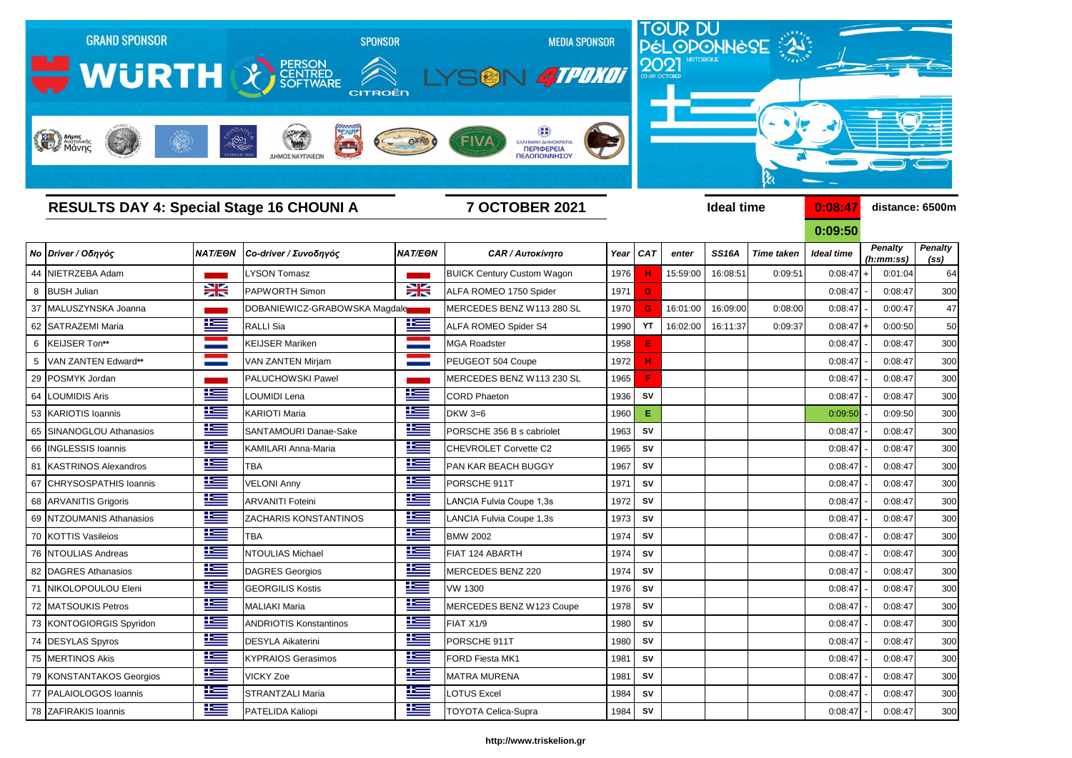**GRAND SPONSOR** WÜRTH — **SPONSOR** PERSON CENTRED SOFTWARE, CITROËN — **MEDIA SPONSOR** LYSON, 4TPOXOI

TOUR DU PÉLOPONNÈSE HISTORIQUE 2021 — 03-09 OCTOBER

## RESULTS DAY 4: Special Stage 16 CHOUNI A

**7 OCTOBER 2021**

Ideal time: 0:08:47 / 0:09:50 — distance: 6500m

| No | Driver / Οδηγός | NAT/ΕΘΝ | Co-driver / Συνοδηγός | NAT/ΕΘΝ | CAR / Αυτοκίνητο | Year | CAT | enter | SS16A | Time taken | Ideal time | | Penalty (h:mm:ss) | Penalty (ss) |
|---|---|---|---|---|---|---|---|---|---|---|---|---|---|---|
| 44 | NIETRZEBA Adam | | LYSON Tomasz | | BUICK Century Custom Wagon | 1976 | H | 15:59:00 | 16:08:51 | 0:09:51 | 0:08:47 | + | 0:01:04 | 64 |
| 8 | BUSH Julian | | PAPWORTH Simon | | ALFA ROMEO 1750 Spider | 1971 | G | | | | 0:08:47 | - | 0:08:47 | 300 |
| 37 | MALUSZYNSKA Joanna | | DOBANIEWICZ-GRABOWSKA Magdale | | MERCEDES BENZ W113 280 SL | 1970 | G | 16:01:00 | 16:09:00 | 0:08:00 | 0:08:47 | - | 0:00:47 | 47 |
| 62 | SATRAZEMI Maria | | RALLI Sia | | ALFA ROMEO Spider S4 | 1990 | YT | 16:02:00 | 16:11:37 | 0:09:37 | 0:08:47 | + | 0:00:50 | 50 |
| 6 | KEIJSER Ton** | | KEIJSER Mariken | | MGA Roadster | 1958 | E | | | | 0:08:47 | - | 0:08:47 | 300 |
| 5 | VAN ZANTEN Edward** | | VAN ZANTEN Mirjam | | PEUGEOT 504 Coupe | 1972 | H | | | | 0:08:47 | - | 0:08:47 | 300 |
| 29 | POSMYK Jordan | | PALUCHOWSKI Pawel | | MERCEDES BENZ W113 230 SL | 1965 | F | | | | 0:08:47 | - | 0:08:47 | 300 |
| 64 | LOUMIDIS Aris | | LOUMIDI Lena | | CORD Phaeton | 1936 | SV | | | | 0:08:47 | - | 0:08:47 | 300 |
| 53 | KARIOTIS Ioannis | | KARIOTI Maria | | DKW 3=6 | 1960 | E | | | | 0:09:50 | - | 0:09:50 | 300 |
| 65 | SINANOGLOU Athanasios | | SANTAMOURI Danae-Sake | | PORSCHE 356 B s cabriolet | 1963 | SV | | | | 0:08:47 | - | 0:08:47 | 300 |
| 66 | INGLESSIS Ioannis | | KAMILARI Anna-Maria | | CHEVROLET Corvette C2 | 1965 | SV | | | | 0:08:47 | - | 0:08:47 | 300 |
| 81 | KASTRINOS Alexandros | | TBA | | PAN KAR BEACH BUGGY | 1967 | SV | | | | 0:08:47 | - | 0:08:47 | 300 |
| 67 | CHRYSOSPATHIS Ioannis | | VELONI Anny | | PORSCHE 911T | 1971 | SV | | | | 0:08:47 | - | 0:08:47 | 300 |
| 68 | ARVANITIS Grigoris | | ARVANITI Foteini | | LANCIA Fulvia Coupe 1,3s | 1972 | SV | | | | 0:08:47 | - | 0:08:47 | 300 |
| 69 | NTZOUMANIS Athanasios | | ZACHARIS KONSTANTINOS | | LANCIA Fulvia Coupe 1,3s | 1973 | SV | | | | 0:08:47 | - | 0:08:47 | 300 |
| 70 | KOTTIS Vasileios | | TBA | | BMW 2002 | 1974 | SV | | | | 0:08:47 | - | 0:08:47 | 300 |
| 76 | NTOULIAS Andreas | | NTOULIAS Michael | | FIAT 124 ABARTH | 1974 | SV | | | | 0:08:47 | - | 0:08:47 | 300 |
| 82 | DAGRES Athanasios | | DAGRES Georgios | | MERCEDES BENZ 220 | 1974 | SV | | | | 0:08:47 | - | 0:08:47 | 300 |
| 71 | NIKOLOPOULOU Eleni | | GEORGILIS Kostis | | VW 1300 | 1976 | SV | | | | 0:08:47 | - | 0:08:47 | 300 |
| 72 | MATSOUKIS Petros | | MALIAKI Maria | | MERCEDES BENZ W123 Coupe | 1978 | SV | | | | 0:08:47 | - | 0:08:47 | 300 |
| 73 | KONTOGIORGIS Spyridon | | ANDRIOTIS Konstantinos | | FIAT X1/9 | 1980 | SV | | | | 0:08:47 | - | 0:08:47 | 300 |
| 74 | DESYLAS Spyros | | DESYLA Aikaterini | | PORSCHE 911T | 1980 | SV | | | | 0:08:47 | - | 0:08:47 | 300 |
| 75 | MERTINOS Akis | | KYPRAIOS Gerasimos | | FORD Fiesta MK1 | 1981 | SV | | | | 0:08:47 | - | 0:08:47 | 300 |
| 79 | KONSTANTAKOS Georgios | | VICKY Zoe | | MATRA MURENA | 1981 | SV | | | | 0:08:47 | - | 0:08:47 | 300 |
| 77 | PALAIOLOGOS Ioannis | | STRANTZALI Maria | | LOTUS Excel | 1984 | SV | | | | 0:08:47 | - | 0:08:47 | 300 |
| 78 | ZAFIRAKIS Ioannis | | PATELIDA Kaliopi | | TOYOTA Celica-Supra | 1984 | SV | | | | 0:08:47 | - | 0:08:47 | 300 |

http://www.triskelion.gr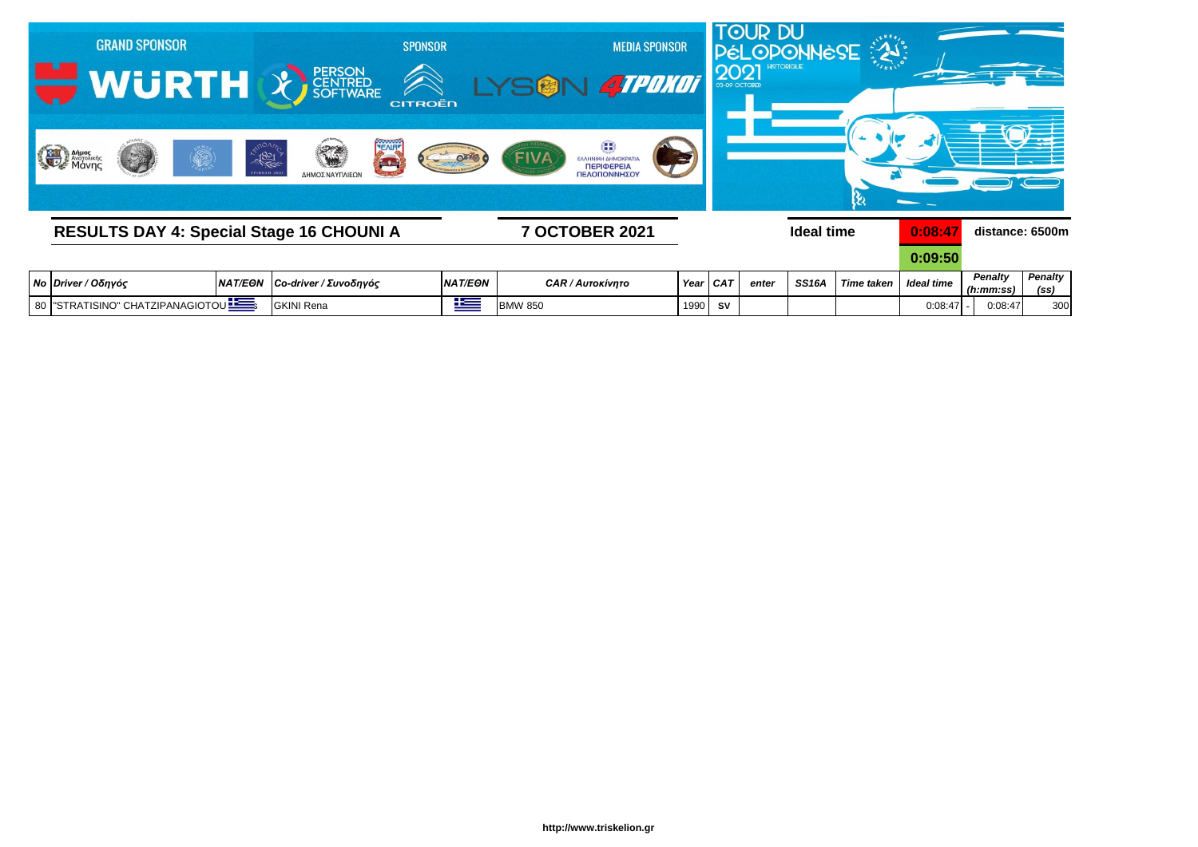GRAND SPONSOR WÜRTH — PERSON CENTRED SOFTWARE — SPONSOR CITROËN — LYSON — MEDIA SPONSOR 4TPOXOI

TOUR DU PÉLOPONNÈSE 2021 HISTORIQUE 03-09 OCTOBER

## RESULTS DAY 4: Special Stage 16 CHOUNI A

**7 OCTOBER 2021**

**Ideal time** **0:08:47** **distance: 6500m**

**0:09:50**

| No | Driver / Οδηγός | NAT/ΕΘΝ | Co-driver / Συνοδηγός | NAT/ΕΘΝ | CAR / Αυτοκίνητο | Year | CAT | enter | SS16A | Time taken | Ideal time | | Penalty (h:mm:ss) | Penalty (ss) |
|---|---|---|---|---|---|---|---|---|---|---|---|---|---|---|
| 80 | "STRATISINO" CHATZIPANAGIOTOU | GR | GKINI Rena | GR | BMW 850 | 1990 | SV | | | | 0:08:47 | - | 0:08:47 | 300 |

http://www.triskelion.gr